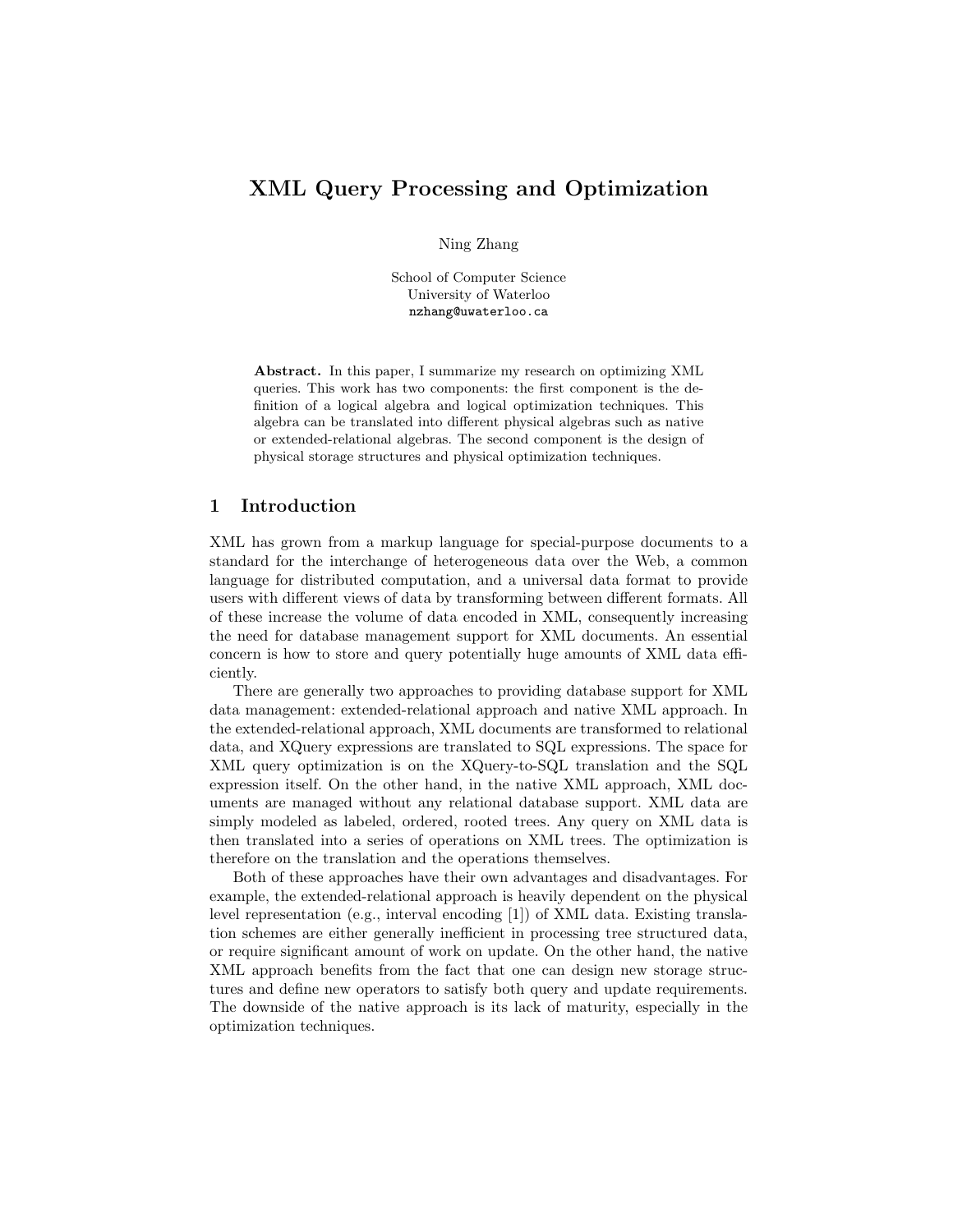# XML Query Processing and Optimization

Ning Zhang

School of Computer Science
University of Waterloo
nzhang@uwaterloo.ca

**Abstract.** In this paper, I summarize my research on optimizing XML queries. This work has two components: the first component is the definition of a logical algebra and logical optimization techniques. This algebra can be translated into different physical algebras such as native or extended-relational algebras. The second component is the design of physical storage structures and physical optimization techniques.

## 1 Introduction

XML has grown from a markup language for special-purpose documents to a standard for the interchange of heterogeneous data over the Web, a common language for distributed computation, and a universal data format to provide users with different views of data by transforming between different formats. All of these increase the volume of data encoded in XML, consequently increasing the need for database management support for XML documents. An essential concern is how to store and query potentially huge amounts of XML data efficiently.

There are generally two approaches to providing database support for XML data management: extended-relational approach and native XML approach. In the extended-relational approach, XML documents are transformed to relational data, and XQuery expressions are translated to SQL expressions. The space for XML query optimization is on the XQuery-to-SQL translation and the SQL expression itself. On the other hand, in the native XML approach, XML documents are managed without any relational database support. XML data are simply modeled as labeled, ordered, rooted trees. Any query on XML data is then translated into a series of operations on XML trees. The optimization is therefore on the translation and the operations themselves.

Both of these approaches have their own advantages and disadvantages. For example, the extended-relational approach is heavily dependent on the physical level representation (e.g., interval encoding [1]) of XML data. Existing translation schemes are either generally inefficient in processing tree structured data, or require significant amount of work on update. On the other hand, the native XML approach benefits from the fact that one can design new storage structures and define new operators to satisfy both query and update requirements. The downside of the native approach is its lack of maturity, especially in the optimization techniques.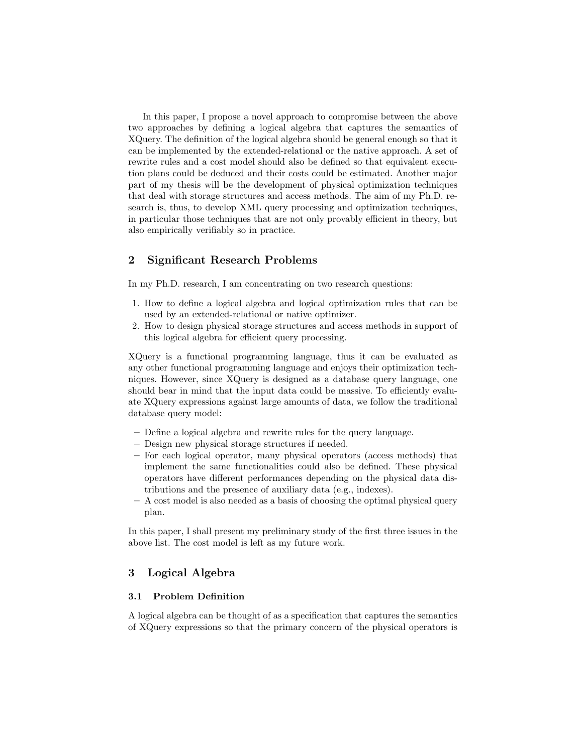In this paper, I propose a novel approach to compromise between the above two approaches by defining a logical algebra that captures the semantics of XQuery. The definition of the logical algebra should be general enough so that it can be implemented by the extended-relational or the native approach. A set of rewrite rules and a cost model should also be defined so that equivalent execution plans could be deduced and their costs could be estimated. Another major part of my thesis will be the development of physical optimization techniques that deal with storage structures and access methods. The aim of my Ph.D. research is, thus, to develop XML query processing and optimization techniques, in particular those techniques that are not only provably efficient in theory, but also empirically verifiably so in practice.

## 2 Significant Research Problems

In my Ph.D. research, I am concentrating on two research questions:

1. How to define a logical algebra and logical optimization rules that can be used by an extended-relational or native optimizer.
2. How to design physical storage structures and access methods in support of this logical algebra for efficient query processing.

XQuery is a functional programming language, thus it can be evaluated as any other functional programming language and enjoys their optimization techniques. However, since XQuery is designed as a database query language, one should bear in mind that the input data could be massive. To efficiently evaluate XQuery expressions against large amounts of data, we follow the traditional database query model:

– Define a logical algebra and rewrite rules for the query language.
– Design new physical storage structures if needed.
– For each logical operator, many physical operators (access methods) that implement the same functionalities could also be defined. These physical operators have different performances depending on the physical data distributions and the presence of auxiliary data (e.g., indexes).
– A cost model is also needed as a basis of choosing the optimal physical query plan.

In this paper, I shall present my preliminary study of the first three issues in the above list. The cost model is left as my future work.

## 3 Logical Algebra

### 3.1 Problem Definition

A logical algebra can be thought of as a specification that captures the semantics of XQuery expressions so that the primary concern of the physical operators is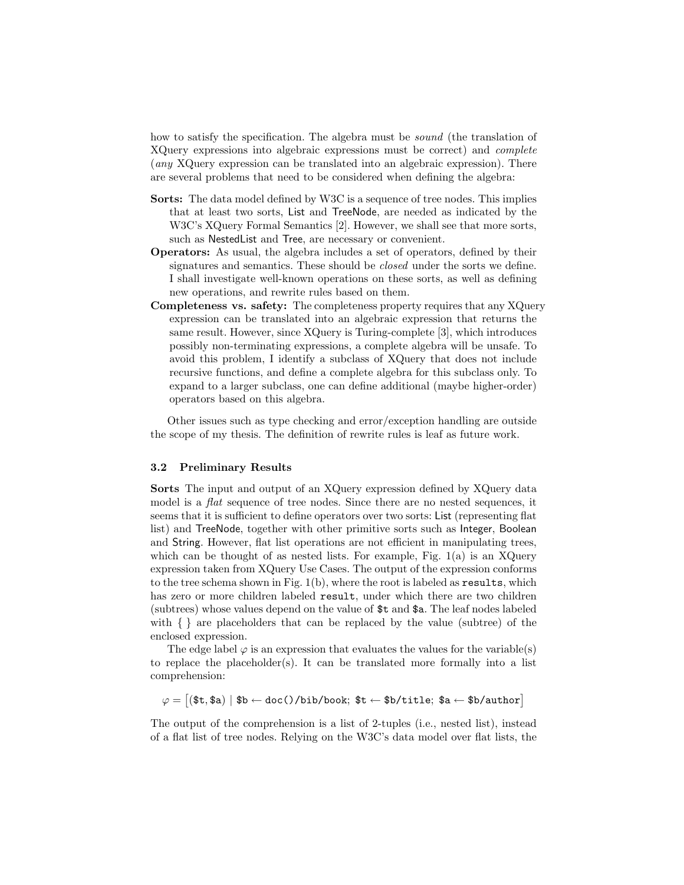how to satisfy the specification. The algebra must be *sound* (the translation of XQuery expressions into algebraic expressions must be correct) and *complete* (*any* XQuery expression can be translated into an algebraic expression). There are several problems that need to be considered when defining the algebra:

- **Sorts:** The data model defined by W3C is a sequence of tree nodes. This implies that at least two sorts, List and TreeNode, are needed as indicated by the W3C's XQuery Formal Semantics [2]. However, we shall see that more sorts, such as NestedList and Tree, are necessary or convenient.
- **Operators:** As usual, the algebra includes a set of operators, defined by their signatures and semantics. These should be *closed* under the sorts we define. I shall investigate well-known operations on these sorts, as well as defining new operations, and rewrite rules based on them.
- **Completeness vs. safety:** The completeness property requires that any XQuery expression can be translated into an algebraic expression that returns the same result. However, since XQuery is Turing-complete [3], which introduces possibly non-terminating expressions, a complete algebra will be unsafe. To avoid this problem, I identify a subclass of XQuery that does not include recursive functions, and define a complete algebra for this subclass only. To expand to a larger subclass, one can define additional (maybe higher-order) operators based on this algebra.

Other issues such as type checking and error/exception handling are outside the scope of my thesis. The definition of rewrite rules is leaf as future work.

### 3.2 Preliminary Results

**Sorts** The input and output of an XQuery expression defined by XQuery data model is a *flat* sequence of tree nodes. Since there are no nested sequences, it seems that it is sufficient to define operators over two sorts: List (representing flat list) and TreeNode, together with other primitive sorts such as Integer, Boolean and String. However, flat list operations are not efficient in manipulating trees, which can be thought of as nested lists. For example, Fig. 1(a) is an XQuery expression taken from XQuery Use Cases. The output of the expression conforms to the tree schema shown in Fig. 1(b), where the root is labeled as `results`, which has zero or more children labeled `result`, under which there are two children (subtrees) whose values depend on the value of `$t` and `$a`. The leaf nodes labeled with { } are placeholders that can be replaced by the value (subtree) of the enclosed expression.

The edge label $\varphi$ is an expression that evaluates the values for the variable(s) to replace the placeholder(s). It can be translated more formally into a list comprehension:

$$\varphi = \left[(\texttt{\$t}, \texttt{\$a}) \mid \texttt{\$b} \leftarrow \texttt{doc()/bib/book};\ \texttt{\$t} \leftarrow \texttt{\$b/title};\ \texttt{\$a} \leftarrow \texttt{\$b/author}\right]$$

The output of the comprehension is a list of 2-tuples (i.e., nested list), instead of a flat list of tree nodes. Relying on the W3C's data model over flat lists, the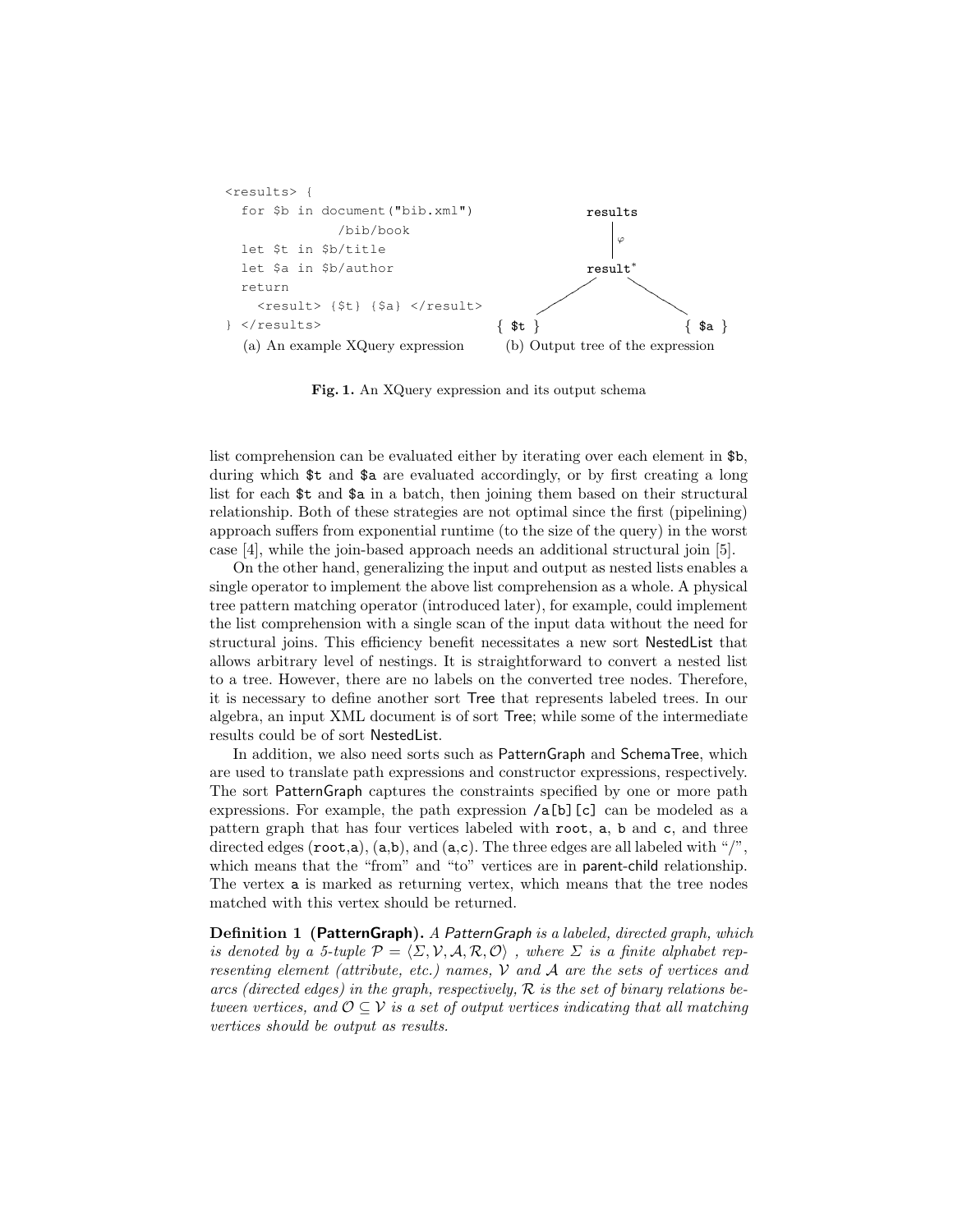```
<results> {
  for $b in document("bib.xml")
              /bib/book
  let $t in $b/title
  let $a in $b/author
  return
    <result> {$t} {$a} </result>
} </results>
```

(a) An example XQuery expression

results

$\varphi$

result*

{ $t }

{ $a }

(b) Output tree of the expression

**Fig. 1.** An XQuery expression and its output schema

list comprehension can be evaluated either by iterating over each element in $b, during which $t and $a are evaluated accordingly, or by first creating a long list for each $t and $a in a batch, then joining them based on their structural relationship. Both of these strategies are not optimal since the first (pipelining) approach suffers from exponential runtime (to the size of the query) in the worst case [4], while the join-based approach needs an additional structural join [5].

On the other hand, generalizing the input and output as nested lists enables a single operator to implement the above list comprehension as a whole. A physical tree pattern matching operator (introduced later), for example, could implement the list comprehension with a single scan of the input data without the need for structural joins. This efficiency benefit necessitates a new sort NestedList that allows arbitrary level of nestings. It is straightforward to convert a nested list to a tree. However, there are no labels on the converted tree nodes. Therefore, it is necessary to define another sort Tree that represents labeled trees. In our algebra, an input XML document is of sort Tree; while some of the intermediate results could be of sort NestedList.

In addition, we also need sorts such as PatternGraph and SchemaTree, which are used to translate path expressions and constructor expressions, respectively. The sort PatternGraph captures the constraints specified by one or more path expressions. For example, the path expression `/a[b][c]` can be modeled as a pattern graph that has four vertices labeled with `root`, `a`, `b` and `c`, and three directed edges (`root`,`a`), (`a`,`b`), and (`a`,`c`). The three edges are all labeled with "/", which means that the "from" and "to" vertices are in parent-child relationship. The vertex `a` is marked as returning vertex, which means that the tree nodes matched with this vertex should be returned.

**Definition 1 (PatternGraph).** *A PatternGraph is a labeled, directed graph, which is denoted by a 5-tuple $\mathcal{P} = \langle \Sigma, \mathcal{V}, \mathcal{A}, \mathcal{R}, \mathcal{O} \rangle$ , where $\Sigma$ is a finite alphabet representing element (attribute, etc.) names, $\mathcal{V}$ and $\mathcal{A}$ are the sets of vertices and arcs (directed edges) in the graph, respectively, $\mathcal{R}$ is the set of binary relations between vertices, and $\mathcal{O} \subseteq \mathcal{V}$ is a set of output vertices indicating that all matching vertices should be output as results.*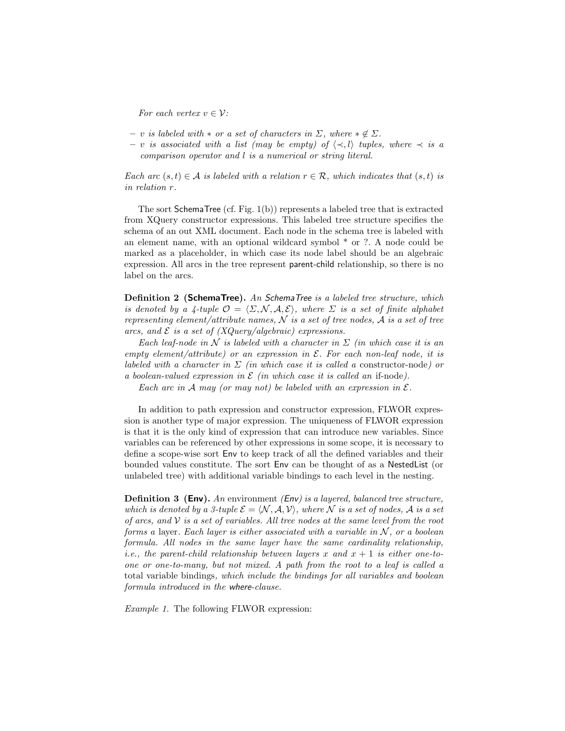*For each vertex $v \in \mathcal{V}$:*

- *$v$ is labeled with $*$ or a set of characters in $\Sigma$, where $* \notin \Sigma$.*
- *$v$ is associated with a list (may be empty) of $\langle \prec, l \rangle$ tuples, where $\prec$ is a comparison operator and $l$ is a numerical or string literal.*

*Each arc $(s, t) \in \mathcal{A}$ is labeled with a relation $r \in \mathcal{R}$, which indicates that $(s, t)$ is in relation $r$.*

The sort SchemaTree (cf. Fig. 1(b)) represents a labeled tree that is extracted from XQuery constructor expressions. This labeled tree structure specifies the schema of an out XML document. Each node in the schema tree is labeled with an element name, with an optional wildcard symbol * or ?. A node could be marked as a placeholder, in which case its node label should be an algebraic expression. All arcs in the tree represent parent-child relationship, so there is no label on the arcs.

**Definition 2 (SchemaTree).** *An SchemaTree is a labeled tree structure, which is denoted by a 4-tuple $\mathcal{O} = \langle \Sigma, \mathcal{N}, \mathcal{A}, \mathcal{E} \rangle$, where $\Sigma$ is a set of finite alphabet representing element/attribute names, $\mathcal{N}$ is a set of tree nodes, $\mathcal{A}$ is a set of tree arcs, and $\mathcal{E}$ is a set of (XQuery/algebraic) expressions.*

*Each leaf-node in $\mathcal{N}$ is labeled with a character in $\Sigma$ (in which case it is an empty element/attribute) or an expression in $\mathcal{E}$. For each non-leaf node, it is labeled with a character in $\Sigma$ (in which case it is called a* constructor-node*) or a boolean-valued expression in $\mathcal{E}$ (in which case it is called an* if-node*).*

*Each arc in $\mathcal{A}$ may (or may not) be labeled with an expression in $\mathcal{E}$.*

In addition to path expression and constructor expression, FLWOR expression is another type of major expression. The uniqueness of FLWOR expression is that it is the only kind of expression that can introduce new variables. Since variables can be referenced by other expressions in some scope, it is necessary to define a scope-wise sort Env to keep track of all the defined variables and their bounded values constitute. The sort Env can be thought of as a NestedList (or unlabeled tree) with additional variable bindings to each level in the nesting.

**Definition 3 (Env).** *An* environment *(Env) is a layered, balanced tree structure, which is denoted by a 3-tuple $\mathcal{E} = \langle \mathcal{N}, \mathcal{A}, \mathcal{V} \rangle$, where $\mathcal{N}$ is a set of nodes, $\mathcal{A}$ is a set of arcs, and $\mathcal{V}$ is a set of variables. All tree nodes at the same level from the root forms a* layer*. Each layer is either associated with a variable in $\mathcal{N}$, or a boolean formula. All nodes in the same layer have the same cardinality relationship, i.e., the parent-child relationship between layers $x$ and $x + 1$ is either one-to-one or one-to-many, but not mixed. A path from the root to a leaf is called a* total variable bindings*, which include the bindings for all variables and boolean formula introduced in the* where*-clause.*

*Example 1.* The following FLWOR expression: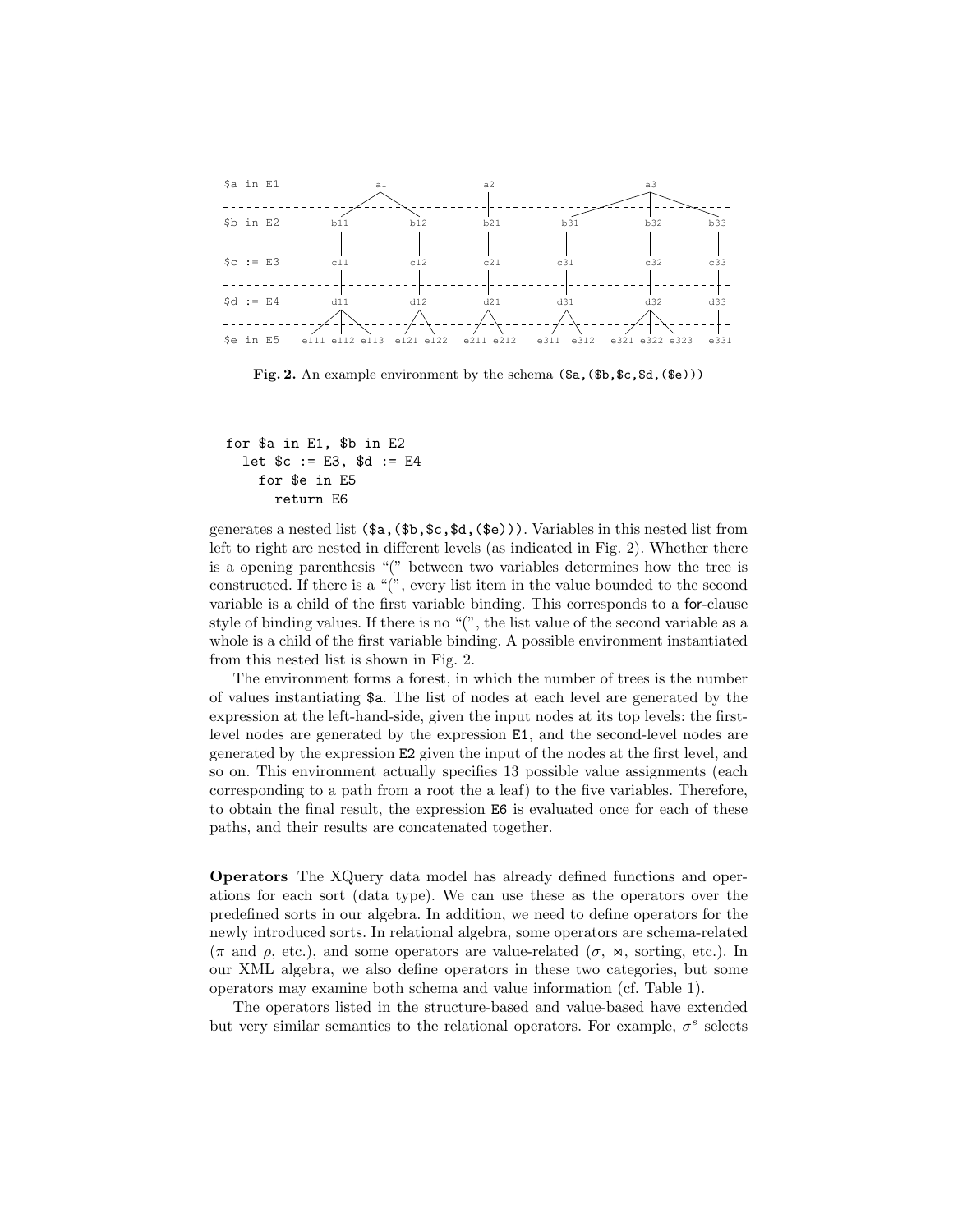$a in E1 a1 a2 a3

$b in E2 b11 b12 b21 b31 b32 b33

$c := E3 c11 c12 c21 c31 c32 c33

$d := E4 d11 d12 d21 d31 d32 d33

$e in E5 e111 e112 e113 e121 e122 e211 e212 e311 e312 e321 e322 e323 e331

**Fig. 2.** An example environment by the schema `($a,($b,$c,$d,($e)))`

```
for $a in E1, $b in E2
  let $c := E3, $d := E4
    for $e in E5
      return E6
```

generates a nested list `($a,($b,$c,$d,($e)))`. Variables in this nested list from left to right are nested in different levels (as indicated in Fig. 2). Whether there is a opening parenthesis "(" between two variables determines how the tree is constructed. If there is a "(", every list item in the value bounded to the second variable is a child of the first variable binding. This corresponds to a for-clause style of binding values. If there is no "(", the list value of the second variable as a whole is a child of the first variable binding. A possible environment instantiated from this nested list is shown in Fig. 2.

The environment forms a forest, in which the number of trees is the number of values instantiating `$a`. The list of nodes at each level are generated by the expression at the left-hand-side, given the input nodes at its top levels: the first-level nodes are generated by the expression `E1`, and the second-level nodes are generated by the expression `E2` given the input of the nodes at the first level, and so on. This environment actually specifies 13 possible value assignments (each corresponding to a path from a root the a leaf) to the five variables. Therefore, to obtain the final result, the expression `E6` is evaluated once for each of these paths, and their results are concatenated together.

**Operators** The XQuery data model has already defined functions and operations for each sort (data type). We can use these as the operators over the predefined sorts in our algebra. In addition, we need to define operators for the newly introduced sorts. In relational algebra, some operators are schema-related ($\pi$ and $\rho$, etc.), and some operators are value-related ($\sigma$, $\bowtie$, sorting, etc.). In our XML algebra, we also define operators in these two categories, but some operators may examine both schema and value information (cf. Table 1).

The operators listed in the structure-based and value-based have extended but very similar semantics to the relational operators. For example, $\sigma^s$ selects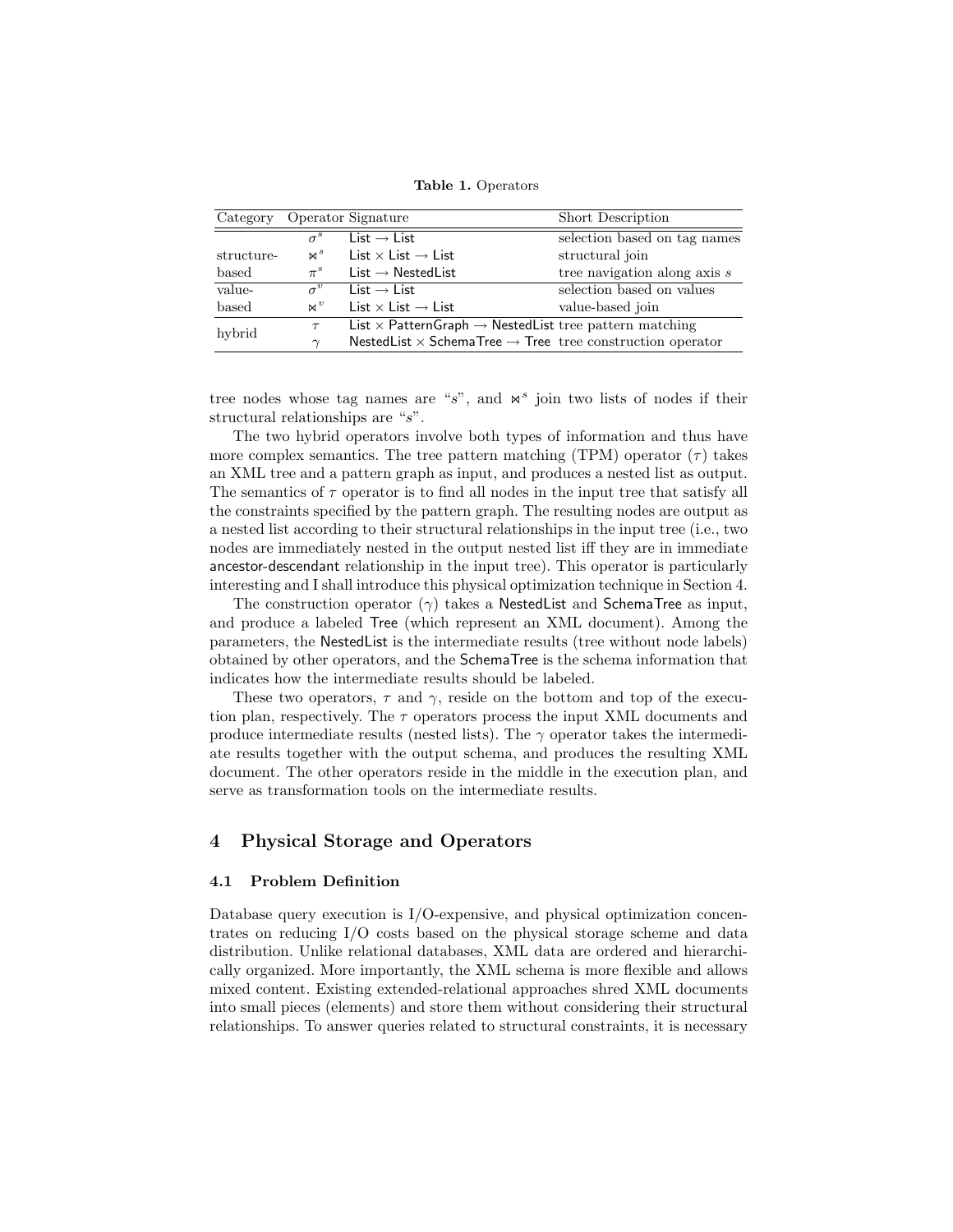**Table 1.** Operators

| Category | Operator | Signature | Short Description |
|---|---|---|---|
| structure-based | $\sigma^s$ | List → List | selection based on tag names |
| | $\bowtie^s$ | List × List → List | structural join |
| | $\pi^s$ | List → NestedList | tree navigation along axis $s$ |
| value-based | $\sigma^v$ | List → List | selection based on values |
| | $\bowtie^v$ | List × List → List | value-based join |
| hybrid | $\tau$ | List × PatternGraph → NestedList | tree pattern matching |
| | $\gamma$ | NestedList × SchemaTree → Tree | tree construction operator |

tree nodes whose tag names are "$s$", and $\bowtie^s$ join two lists of nodes if their structural relationships are "$s$".

The two hybrid operators involve both types of information and thus have more complex semantics. The tree pattern matching (TPM) operator ($\tau$) takes an XML tree and a pattern graph as input, and produces a nested list as output. The semantics of $\tau$ operator is to find all nodes in the input tree that satisfy all the constraints specified by the pattern graph. The resulting nodes are output as a nested list according to their structural relationships in the input tree (i.e., two nodes are immediately nested in the output nested list iff they are in immediate ancestor-descendant relationship in the input tree). This operator is particularly interesting and I shall introduce this physical optimization technique in Section 4.

The construction operator ($\gamma$) takes a NestedList and SchemaTree as input, and produce a labeled Tree (which represent an XML document). Among the parameters, the NestedList is the intermediate results (tree without node labels) obtained by other operators, and the SchemaTree is the schema information that indicates how the intermediate results should be labeled.

These two operators, $\tau$ and $\gamma$, reside on the bottom and top of the execution plan, respectively. The $\tau$ operators process the input XML documents and produce intermediate results (nested lists). The $\gamma$ operator takes the intermediate results together with the output schema, and produces the resulting XML document. The other operators reside in the middle in the execution plan, and serve as transformation tools on the intermediate results.

## 4 Physical Storage and Operators

### 4.1 Problem Definition

Database query execution is I/O-expensive, and physical optimization concentrates on reducing I/O costs based on the physical storage scheme and data distribution. Unlike relational databases, XML data are ordered and hierarchically organized. More importantly, the XML schema is more flexible and allows mixed content. Existing extended-relational approaches shred XML documents into small pieces (elements) and store them without considering their structural relationships. To answer queries related to structural constraints, it is necessary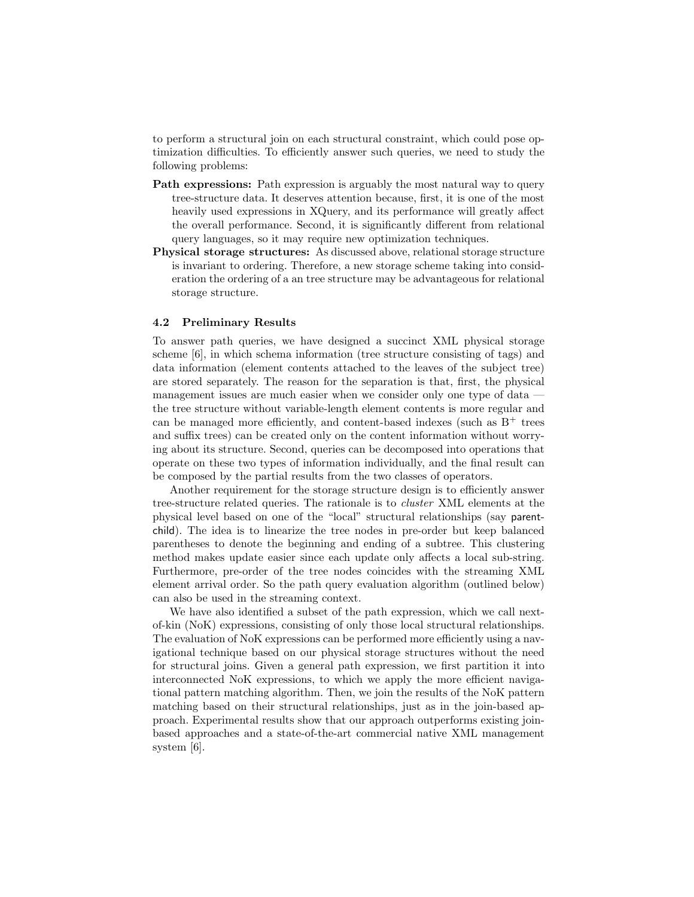to perform a structural join on each structural constraint, which could pose optimization difficulties. To efficiently answer such queries, we need to study the following problems:

**Path expressions:** Path expression is arguably the most natural way to query tree-structure data. It deserves attention because, first, it is one of the most heavily used expressions in XQuery, and its performance will greatly affect the overall performance. Second, it is significantly different from relational query languages, so it may require new optimization techniques.

**Physical storage structures:** As discussed above, relational storage structure is invariant to ordering. Therefore, a new storage scheme taking into consideration the ordering of a an tree structure may be advantageous for relational storage structure.

### 4.2 Preliminary Results

To answer path queries, we have designed a succinct XML physical storage scheme [6], in which schema information (tree structure consisting of tags) and data information (element contents attached to the leaves of the subject tree) are stored separately. The reason for the separation is that, first, the physical management issues are much easier when we consider only one type of data — the tree structure without variable-length element contents is more regular and can be managed more efficiently, and content-based indexes (such as $B^+$ trees and suffix trees) can be created only on the content information without worrying about its structure. Second, queries can be decomposed into operations that operate on these two types of information individually, and the final result can be composed by the partial results from the two classes of operators.

Another requirement for the storage structure design is to efficiently answer tree-structure related queries. The rationale is to *cluster* XML elements at the physical level based on one of the "local" structural relationships (say parent-child). The idea is to linearize the tree nodes in pre-order but keep balanced parentheses to denote the beginning and ending of a subtree. This clustering method makes update easier since each update only affects a local sub-string. Furthermore, pre-order of the tree nodes coincides with the streaming XML element arrival order. So the path query evaluation algorithm (outlined below) can also be used in the streaming context.

We have also identified a subset of the path expression, which we call next-of-kin (NoK) expressions, consisting of only those local structural relationships. The evaluation of NoK expressions can be performed more efficiently using a navigational technique based on our physical storage structures without the need for structural joins. Given a general path expression, we first partition it into interconnected NoK expressions, to which we apply the more efficient navigational pattern matching algorithm. Then, we join the results of the NoK pattern matching based on their structural relationships, just as in the join-based approach. Experimental results show that our approach outperforms existing join-based approaches and a state-of-the-art commercial native XML management system [6].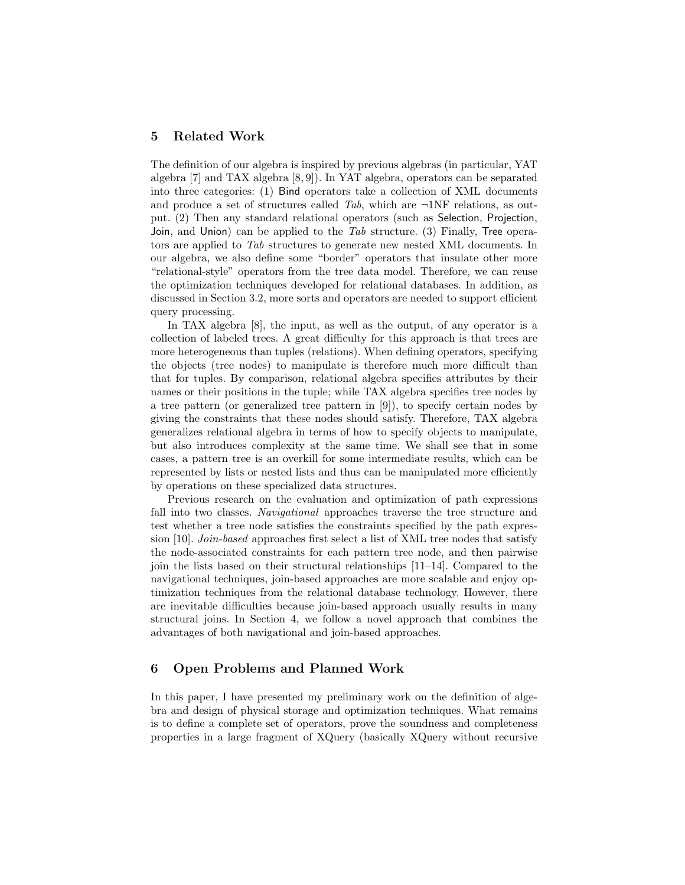## 5 Related Work

The definition of our algebra is inspired by previous algebras (in particular, YAT algebra [7] and TAX algebra [8, 9]). In YAT algebra, operators can be separated into three categories: (1) Bind operators take a collection of XML documents and produce a set of structures called *Tab*, which are ¬1NF relations, as output. (2) Then any standard relational operators (such as Selection, Projection, Join, and Union) can be applied to the *Tab* structure. (3) Finally, Tree operators are applied to *Tab* structures to generate new nested XML documents. In our algebra, we also define some "border" operators that insulate other more "relational-style" operators from the tree data model. Therefore, we can reuse the optimization techniques developed for relational databases. In addition, as discussed in Section 3.2, more sorts and operators are needed to support efficient query processing.

In TAX algebra [8], the input, as well as the output, of any operator is a collection of labeled trees. A great difficulty for this approach is that trees are more heterogeneous than tuples (relations). When defining operators, specifying the objects (tree nodes) to manipulate is therefore much more difficult than that for tuples. By comparison, relational algebra specifies attributes by their names or their positions in the tuple; while TAX algebra specifies tree nodes by a tree pattern (or generalized tree pattern in [9]), to specify certain nodes by giving the constraints that these nodes should satisfy. Therefore, TAX algebra generalizes relational algebra in terms of how to specify objects to manipulate, but also introduces complexity at the same time. We shall see that in some cases, a pattern tree is an overkill for some intermediate results, which can be represented by lists or nested lists and thus can be manipulated more efficiently by operations on these specialized data structures.

Previous research on the evaluation and optimization of path expressions fall into two classes. *Navigational* approaches traverse the tree structure and test whether a tree node satisfies the constraints specified by the path expression [10]. *Join-based* approaches first select a list of XML tree nodes that satisfy the node-associated constraints for each pattern tree node, and then pairwise join the lists based on their structural relationships [11–14]. Compared to the navigational techniques, join-based approaches are more scalable and enjoy optimization techniques from the relational database technology. However, there are inevitable difficulties because join-based approach usually results in many structural joins. In Section 4, we follow a novel approach that combines the advantages of both navigational and join-based approaches.

## 6 Open Problems and Planned Work

In this paper, I have presented my preliminary work on the definition of algebra and design of physical storage and optimization techniques. What remains is to define a complete set of operators, prove the soundness and completeness properties in a large fragment of XQuery (basically XQuery without recursive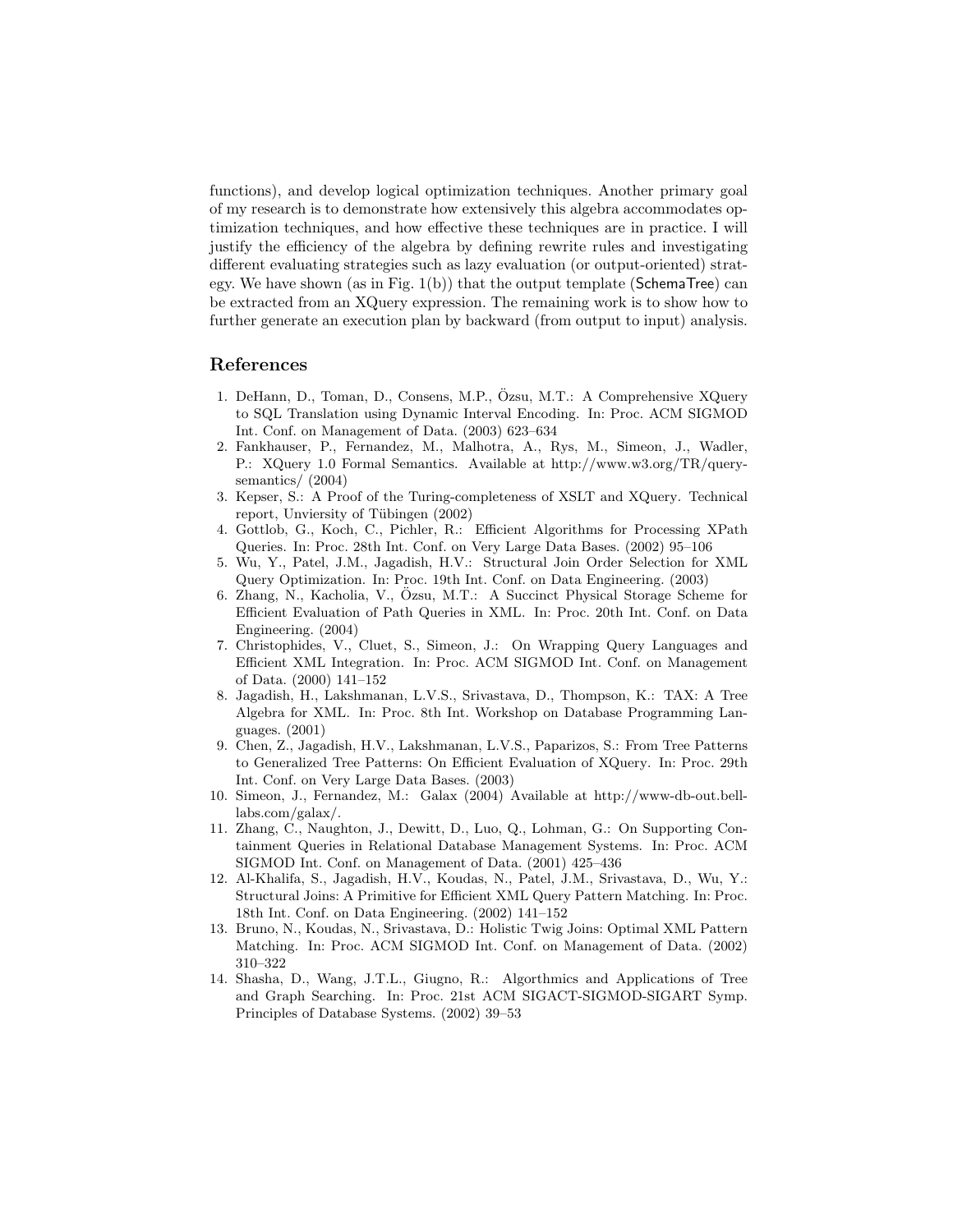functions), and develop logical optimization techniques. Another primary goal of my research is to demonstrate how extensively this algebra accommodates optimization techniques, and how effective these techniques are in practice. I will justify the efficiency of the algebra by defining rewrite rules and investigating different evaluating strategies such as lazy evaluation (or output-oriented) strategy. We have shown (as in Fig. 1(b)) that the output template (SchemaTree) can be extracted from an XQuery expression. The remaining work is to show how to further generate an execution plan by backward (from output to input) analysis.

## References

1. DeHann, D., Toman, D., Consens, M.P., Özsu, M.T.: A Comprehensive XQuery to SQL Translation using Dynamic Interval Encoding. In: Proc. ACM SIGMOD Int. Conf. on Management of Data. (2003) 623–634
2. Fankhauser, P., Fernandez, M., Malhotra, A., Rys, M., Simeon, J., Wadler, P.: XQuery 1.0 Formal Semantics. Available at http://www.w3.org/TR/query-semantics/ (2004)
3. Kepser, S.: A Proof of the Turing-completeness of XSLT and XQuery. Technical report, Unviersity of Tübingen (2002)
4. Gottlob, G., Koch, C., Pichler, R.: Efficient Algorithms for Processing XPath Queries. In: Proc. 28th Int. Conf. on Very Large Data Bases. (2002) 95–106
5. Wu, Y., Patel, J.M., Jagadish, H.V.: Structural Join Order Selection for XML Query Optimization. In: Proc. 19th Int. Conf. on Data Engineering. (2003)
6. Zhang, N., Kacholia, V., Özsu, M.T.: A Succinct Physical Storage Scheme for Efficient Evaluation of Path Queries in XML. In: Proc. 20th Int. Conf. on Data Engineering. (2004)
7. Christophides, V., Cluet, S., Simeon, J.: On Wrapping Query Languages and Efficient XML Integration. In: Proc. ACM SIGMOD Int. Conf. on Management of Data. (2000) 141–152
8. Jagadish, H., Lakshmanan, L.V.S., Srivastava, D., Thompson, K.: TAX: A Tree Algebra for XML. In: Proc. 8th Int. Workshop on Database Programming Languages. (2001)
9. Chen, Z., Jagadish, H.V., Lakshmanan, L.V.S., Paparizos, S.: From Tree Patterns to Generalized Tree Patterns: On Efficient Evaluation of XQuery. In: Proc. 29th Int. Conf. on Very Large Data Bases. (2003)
10. Simeon, J., Fernandez, M.: Galax (2004) Available at http://www-db-out.bell-labs.com/galax/.
11. Zhang, C., Naughton, J., Dewitt, D., Luo, Q., Lohman, G.: On Supporting Containment Queries in Relational Database Management Systems. In: Proc. ACM SIGMOD Int. Conf. on Management of Data. (2001) 425–436
12. Al-Khalifa, S., Jagadish, H.V., Koudas, N., Patel, J.M., Srivastava, D., Wu, Y.: Structural Joins: A Primitive for Efficient XML Query Pattern Matching. In: Proc. 18th Int. Conf. on Data Engineering. (2002) 141–152
13. Bruno, N., Koudas, N., Srivastava, D.: Holistic Twig Joins: Optimal XML Pattern Matching. In: Proc. ACM SIGMOD Int. Conf. on Management of Data. (2002) 310–322
14. Shasha, D., Wang, J.T.L., Giugno, R.: Algorthmics and Applications of Tree and Graph Searching. In: Proc. 21st ACM SIGACT-SIGMOD-SIGART Symp. Principles of Database Systems. (2002) 39–53